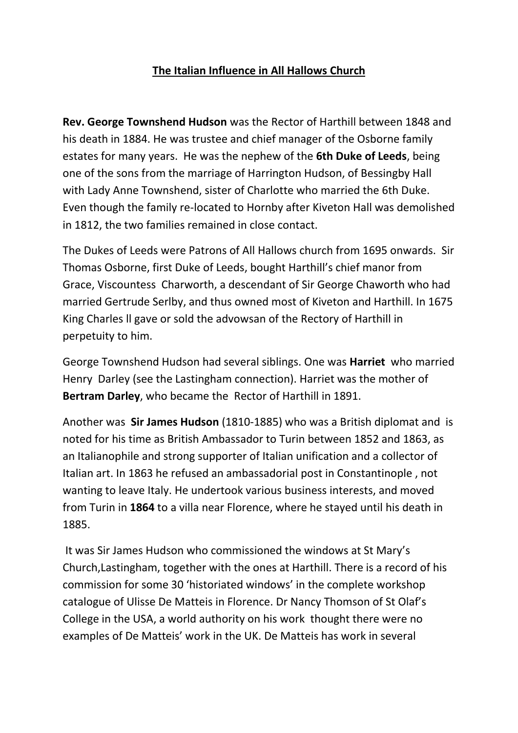# **The Italian Influence in All Hallows Church**

**Rev. George Townshend Hudson** was the Rector of Harthill between 1848 and his death in 1884. He was trustee and chief manager of the Osborne family estates for many years. He was the nephew of the **6th Duke of Leeds**, being one of the sons from the marriage of Harrington Hudson, of Bessingby Hall with Lady Anne Townshend, sister of Charlotte who married the 6th Duke. Even though the family re-located to Hornby after Kiveton Hall was demolished in 1812, the two families remained in close contact.

The Dukes of Leeds were Patrons of All Hallows church from 1695 onwards. Sir Thomas Osborne, first Duke of Leeds, bought Harthill's chief manor from Grace, Viscountess Charworth, a descendant of Sir George Chaworth who had married Gertrude Serlby, and thus owned most of Kiveton and Harthill. In 1675 King Charles ll gave or sold the advowsan of the Rectory of Harthill in perpetuity to him.

George Townshend Hudson had several siblings. One was **Harriet** who married Henry Darley (see the Lastingham connection). Harriet was the mother of **Bertram Darley**, who became the Rector of Harthill in 1891.

Another was **Sir James Hudson** (1810-1885) who was a British diplomat and is noted for his time as British Ambassador to Turin between 1852 and 1863, as an Italianophile and strong supporter of Italian unification and a collector of Italian art. In 1863 he refused an ambassadorial post in Constantinople , not wanting to leave Italy. He undertook various business interests, and moved from Turin in **1864** to a villa near Florence, where he stayed until his death in 1885.

It was Sir James Hudson who commissioned the windows at St Mary's Church,Lastingham, together with the ones at Harthill. There is a record of his commission for some 30 'historiated windows' in the complete workshop catalogue of Ulisse De Matteis in Florence. Dr Nancy Thomson of St Olaf's College in the USA, a world authority on his work thought there were no examples of De Matteis' work in the UK. De Matteis has work in several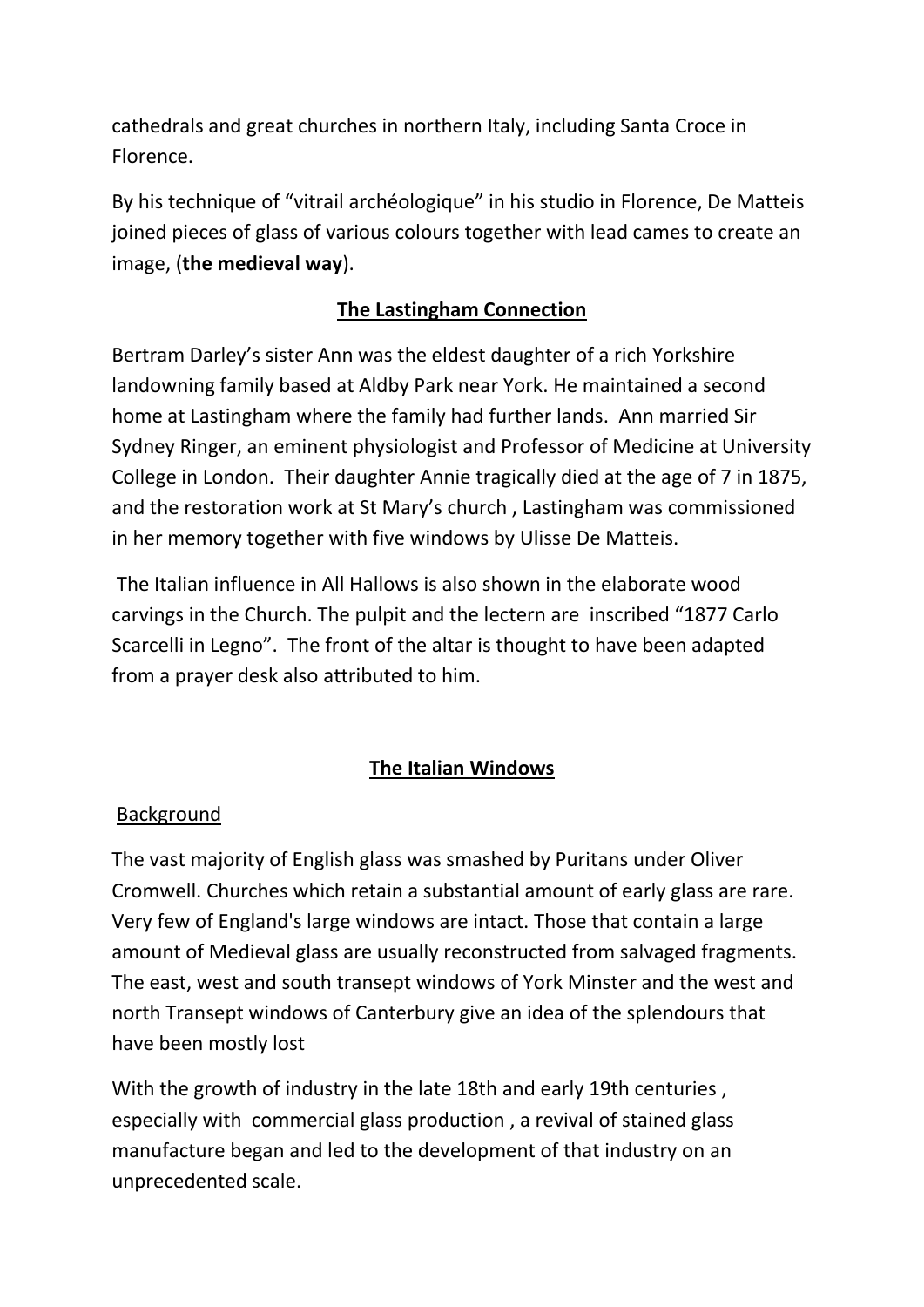cathedrals and great churches in northern Italy, including Santa Croce in Florence.

By his technique of "vitrail archéologique" in his studio in Florence, De Matteis joined pieces of glass of various colours together with lead cames to create an image, (**the medieval way**).

## The Lastingham Connection

Bertram Darley's sister Ann was the eldest daughter of a rich Yorkshire landowning family based at Aldby Park near York. He maintained a second home at Lastingham where the family had further lands. Ann married Sir Sydney Ringer, an eminent physiologist and Professor of Medicine at University College in London. Their daughter Annie tragically died at the age of 7 in 1875, and the restoration work at St Mary's church , Lastingham was commissioned in her memory together with five windows by Ulisse De Matteis.

The Italian influence in All Hallows is also shown in the elaborate wood carvings in the Church. The pulpit and the lectern are inscribed "1877 Carlo Scarcelli in Legno". The front of the altar is thought to have been adapted from a prayer desk also attributed to him.

## The Italian Windows

### Background

The vast majority of English glass was smashed by Puritans under Oliver Cromwell. Churches which retain a substantial amount of early glass are rare. Very few of England's large windows are intact. Those that contain a large amount of Medieval glass are usually reconstructed from salvaged fragments. The east, west and south transept windows of York Minster and the west and north Transept windows of Canterbury give an idea of the splendours that have been mostly lost

With the growth of industry in the late 18th and early 19th centuries , especially with commercial glass production , a revival of stained glass manufacture began and led to the development of that industry on an unprecedented scale.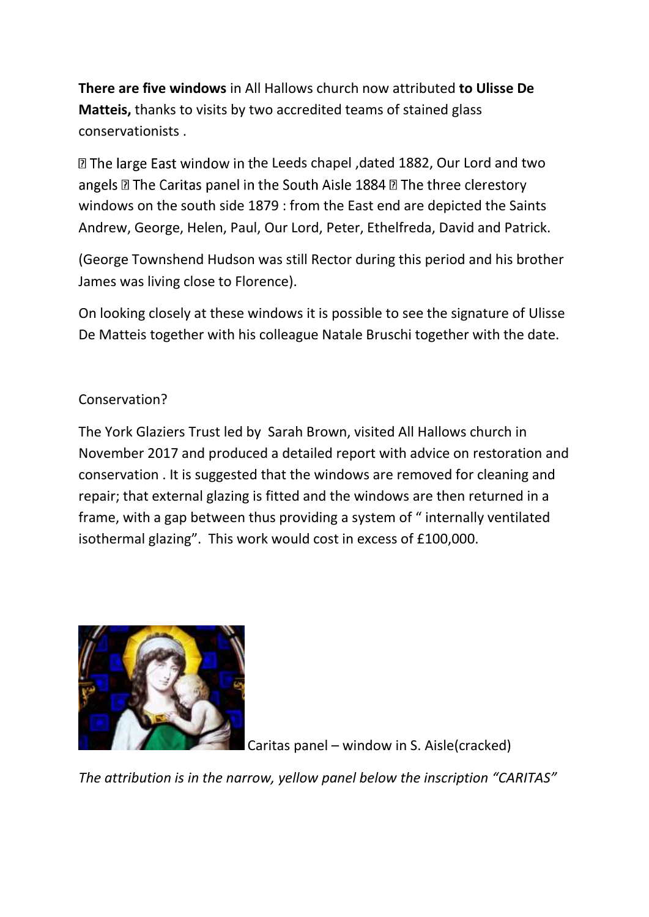**There are five windows** in All Hallows church now attributed **to Ulisse De Matteis,** thanks to visits by two accredited teams of stained glass conservationists .

- The large East window in the Leeds chapel ,dated 1882, Our Lord and two angels
- The Caritas panel in the South Aisle 1884
- The three clerestory windows on the south side 1879 : from the East end are depicted the Saints Andrew, George, Helen, Paul, Our Lord, Peter, Ethelfreda, David and Patrick.

(George Townshend Hudson was still Rector during this period and his brother James was living close to Florence).

On looking closely at these windows it is possible to see the signature of Ulisse De Matteis together with his colleague Natale Bruschi together with the date.

Conservation?

The York Glaziers Trust led by Sarah Brown, visited All Hallows church in November 2017 and produced a detailed report with advice on restoration and conservation . It is suggested that the windows are removed for cleaning and repair; that external glazing is fitted and the windows are then returned in a frame, with a gap between thus providing a system of " internally ventilated isothermal glazing". This work would cost in excess of £100,000.

Caritas panel – window in S. Aisle(cracked)

*The attribution is in the narrow, yellow panel below the inscription "CARITAS"*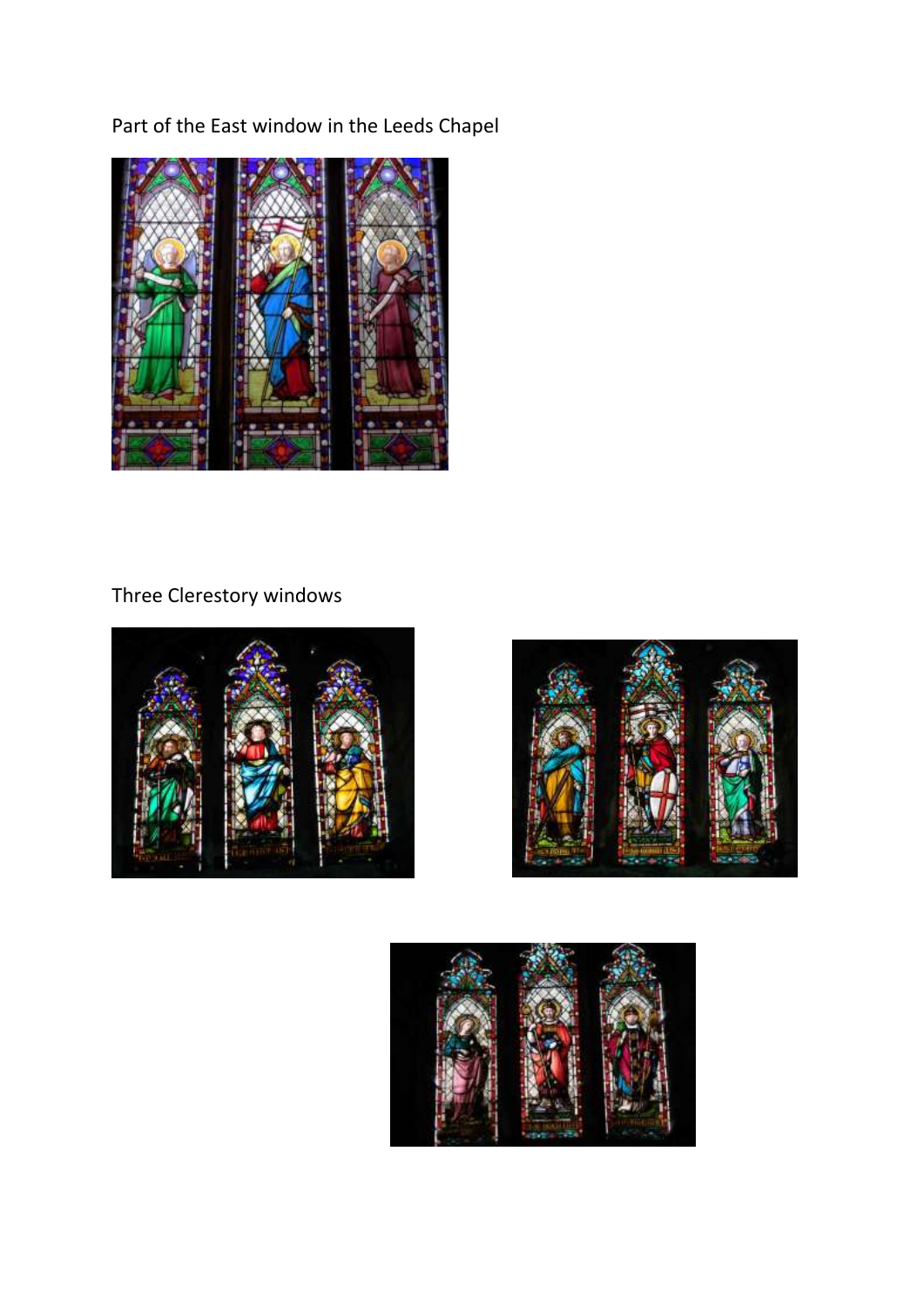Part of the East window in the Leeds Chapel

Three Clerestory windows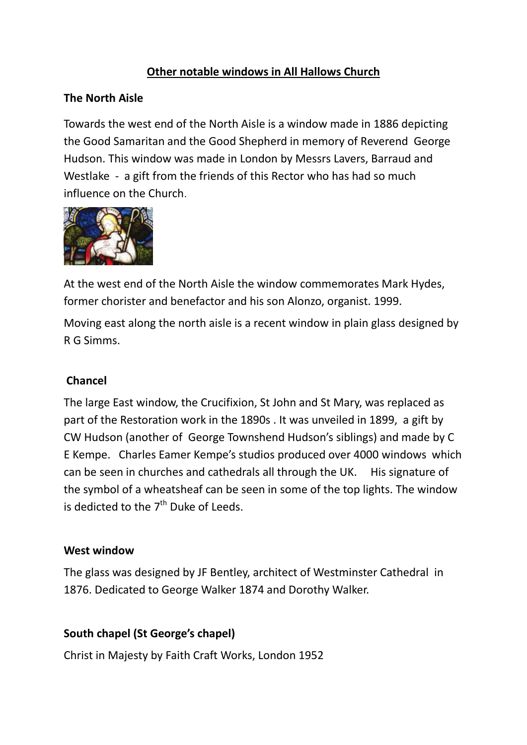## Other notable windows in All Hallows Church

### The North Aisle

Towards the west end of the North Aisle is a window made in 1886 depicting the Good Samaritan and the Good Shepherd in memory of Reverend George Hudson. This window was made in London by Messrs Lavers, Barraud and Westlake - a gift from the friends of this Rector who has had so much influence on the Church.

At the west end of the North Aisle the window commemorates Mark Hydes, former chorister and benefactor and his son Alonzo, organist. 1999.

Moving east along the north aisle is a recent window in plain glass designed by R G Simms.

### Chancel

The large East window, the Crucifixion, St John and St Mary, was replaced as part of the Restoration work in the 1890s . It was unveiled in 1899, a gift by CW Hudson (another of George Townshend Hudson's siblings) and made by C E Kempe. Charles Eamer Kempe's studios produced over 4000 windows which can be seen in churches and cathedrals all through the UK. His signature of the symbol of a wheatsheaf can be seen in some of the top lights. The window is dedicted to the 7th Duke of Leeds.

### West window

The glass was designed by JF Bentley, architect of Westminster Cathedral in 1876. Dedicated to George Walker 1874 and Dorothy Walker.

### South chapel (St George's chapel)

Christ in Majesty by Faith Craft Works, London 1952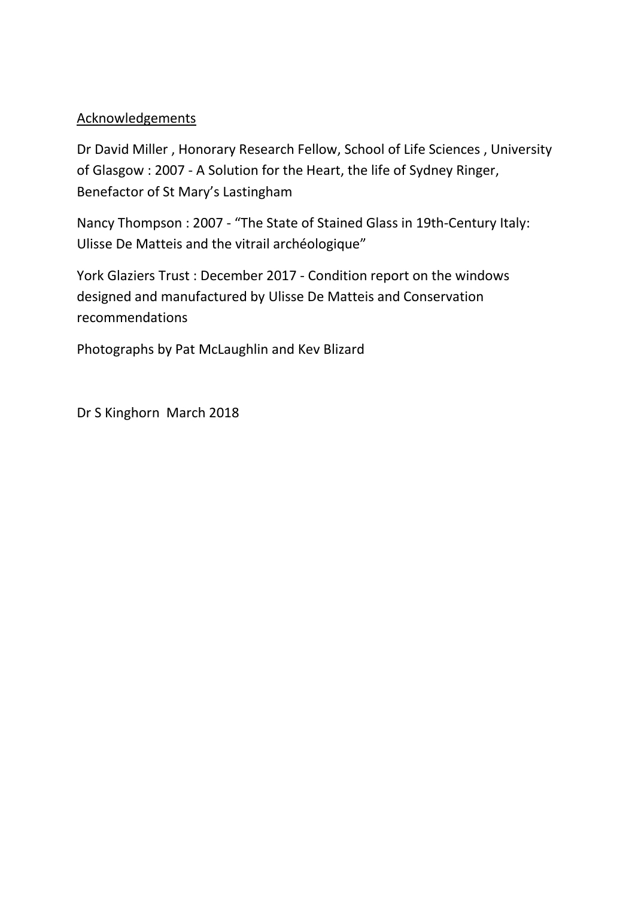Acknowledgements

Dr David Miller , Honorary Research Fellow, School of Life Sciences , University of Glasgow : 2007 - A Solution for the Heart, the life of Sydney Ringer, Benefactor of St Mary's Lastingham

Nancy Thompson : 2007 - "The State of Stained Glass in 19th-Century Italy: Ulisse De Matteis and the vitrail archéologique"

York Glaziers Trust : December 2017 - Condition report on the windows designed and manufactured by Ulisse De Matteis and Conservation recommendations

Photographs by Pat McLaughlin and Kev Blizard

Dr S Kinghorn March 2018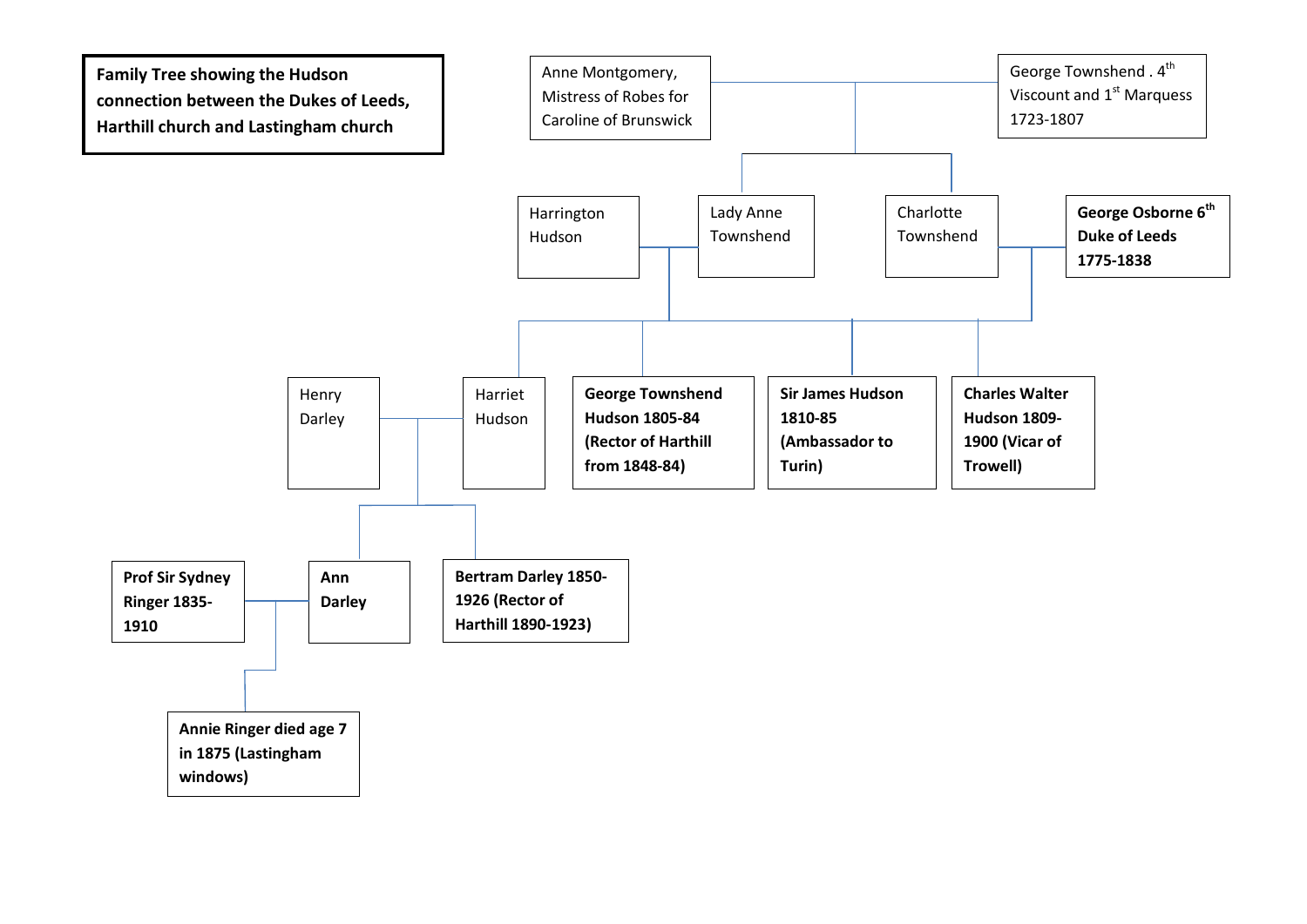**Family Tree showing the Hudson connection between the Dukes of Leeds, Harthill church and Lastingham church**

Anne Montgomery, Mistress of Robes for Caroline of Brunswick

George Townshend . 4th Viscount and 1st Marquess 1723-1807

Harrington Hudson

Lady Anne Townshend

Charlotte Townshend

**George Osborne 6th Duke of Leeds 1775-1838**

Henry Darley

Harriet Hudson

**George Townshend Hudson 1805-84 (Rector of Harthill from 1848-84)**

**Sir James Hudson 1810-85 (Ambassador to Turin)**

**Charles Walter Hudson 1809-1900 (Vicar of Trowell)**

**Prof Sir Sydney Ringer 1835-1910**

**Ann Darley**

**Bertram Darley 1850-1926 (Rector of Harthill 1890-1923)**

**Annie Ringer died age 7 in 1875 (Lastingham windows)**